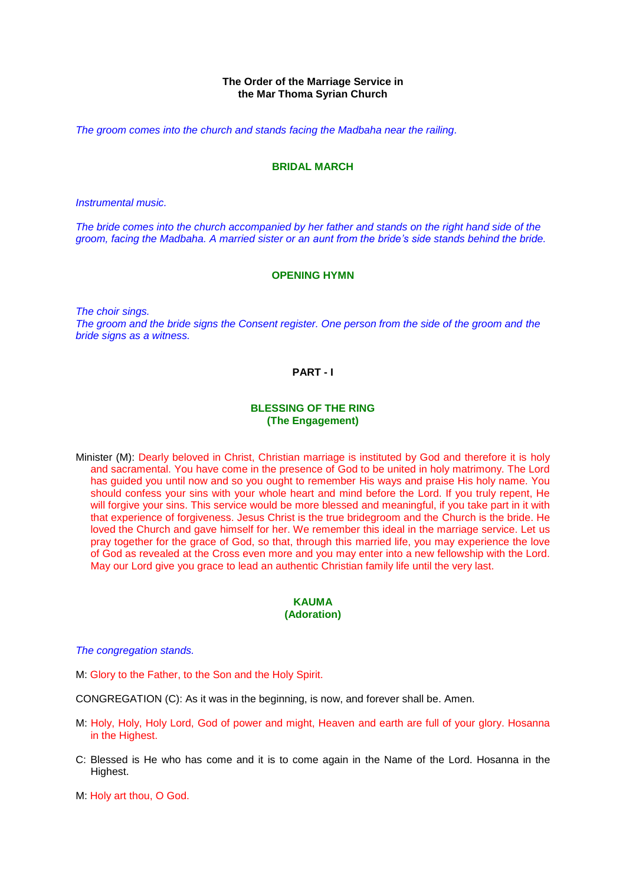# The Order of the Marriage Service in the Mar Thoma Syrian Church

*The groom comes into the church and stands facing the Madbaha near the railing.*

## BRIDAL MARCH

*Instrumental music.*

*The bride comes into the church accompanied by her father and stands on the right hand side of the groom, facing the Madbaha. A married sister or an aunt from the bride's side stands behind the bride.*

## OPENING HYMN

*The choir sings.*
*The groom and the bride signs the Consent register. One person from the side of the groom and the bride signs as a witness.*

## PART - I

### BLESSING OF THE RING
### (The Engagement)

Minister (M): Dearly beloved in Christ, Christian marriage is instituted by God and therefore it is holy and sacramental. You have come in the presence of God to be united in holy matrimony. The Lord has guided you until now and so you ought to remember His ways and praise His holy name. You should confess your sins with your whole heart and mind before the Lord. If you truly repent, He will forgive your sins. This service would be more blessed and meaningful, if you take part in it with that experience of forgiveness. Jesus Christ is the true bridegroom and the Church is the bride. He loved the Church and gave himself for her. We remember this ideal in the marriage service. Let us pray together for the grace of God, so that, through this married life, you may experience the love of God as revealed at the Cross even more and you may enter into a new fellowship with the Lord. May our Lord give you grace to lead an authentic Christian family life until the very last.

### KAUMA
### (Adoration)

*The congregation stands.*

M: Glory to the Father, to the Son and the Holy Spirit.

CONGREGATION (C): As it was in the beginning, is now, and forever shall be. Amen.

M: Holy, Holy, Holy Lord, God of power and might, Heaven and earth are full of your glory. Hosanna in the Highest.

C: Blessed is He who has come and it is to come again in the Name of the Lord. Hosanna in the Highest.

M: Holy art thou, O God.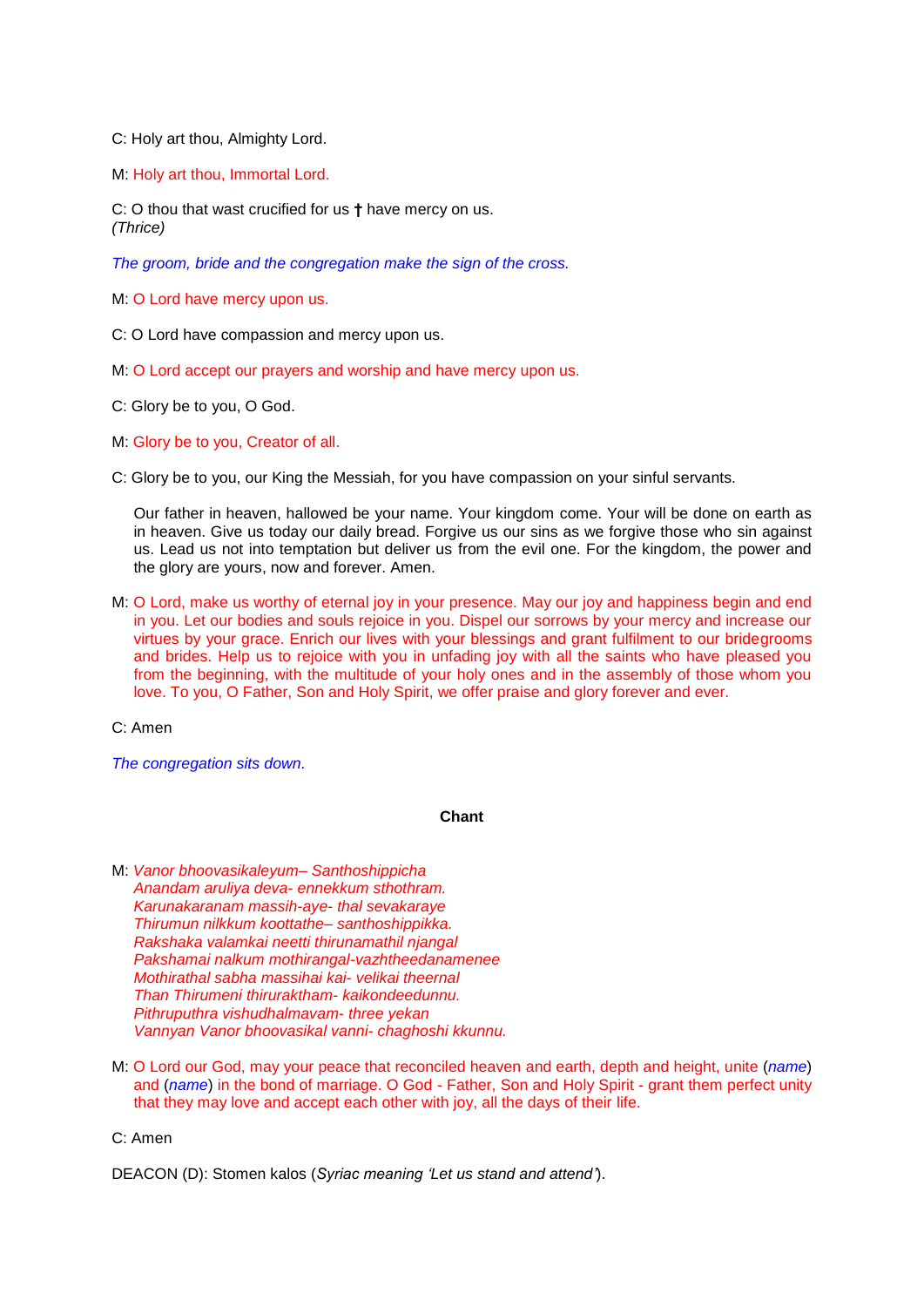C: Holy art thou, Almighty Lord.

M: Holy art thou, Immortal Lord.

C: O thou that wast crucified for us † have mercy on us.
*(Thrice)*

*The groom, bride and the congregation make the sign of the cross.*

M: O Lord have mercy upon us.

C: O Lord have compassion and mercy upon us.

M: O Lord accept our prayers and worship and have mercy upon us.

C: Glory be to you, O God.

M: Glory be to you, Creator of all.

C: Glory be to you, our King the Messiah, for you have compassion on your sinful servants.

Our father in heaven, hallowed be your name. Your kingdom come. Your will be done on earth as in heaven. Give us today our daily bread. Forgive us our sins as we forgive those who sin against us. Lead us not into temptation but deliver us from the evil one. For the kingdom, the power and the glory are yours, now and forever. Amen.

M: O Lord, make us worthy of eternal joy in your presence. May our joy and happiness begin and end in you. Let our bodies and souls rejoice in you. Dispel our sorrows by your mercy and increase our virtues by your grace. Enrich our lives with your blessings and grant fulfilment to our bridegrooms and brides. Help us to rejoice with you in unfading joy with all the saints who have pleased you from the beginning, with the multitude of your holy ones and in the assembly of those whom you love. To you, O Father, Son and Holy Spirit, we offer praise and glory forever and ever.

C: Amen

*The congregation sits down.*

**Chant**

M: *Vanor bhoovasikaleyum– Santhoshippicha*
*Anandam aruliya deva- ennekkum sthothram.*
*Karunakaranam massih-aye- thal sevakaraye*
*Thirumun nilkkum koottathe– santhoshippikka.*
*Rakshaka valamkai neetti thirunamathil njangal*
*Pakshamai nalkum mothirangal-vazhtheedanamenee*
*Mothirathal sabha massihai kai- velikai theernal*
*Than Thirumeni thiruraktham- kaikondeedunnu.*
*Pithruputhra vishudhalmavam- three yekan*
*Vannyan Vanor bhoovasikal vanni- chaghoshi kkunnu.*

M: O Lord our God, may your peace that reconciled heaven and earth, depth and height, unite (*name*) and (*name*) in the bond of marriage. O God - Father, Son and Holy Spirit - grant them perfect unity that they may love and accept each other with joy, all the days of their life.

C: Amen

DEACON (D): Stomen kalos (*Syriac meaning 'Let us stand and attend'*).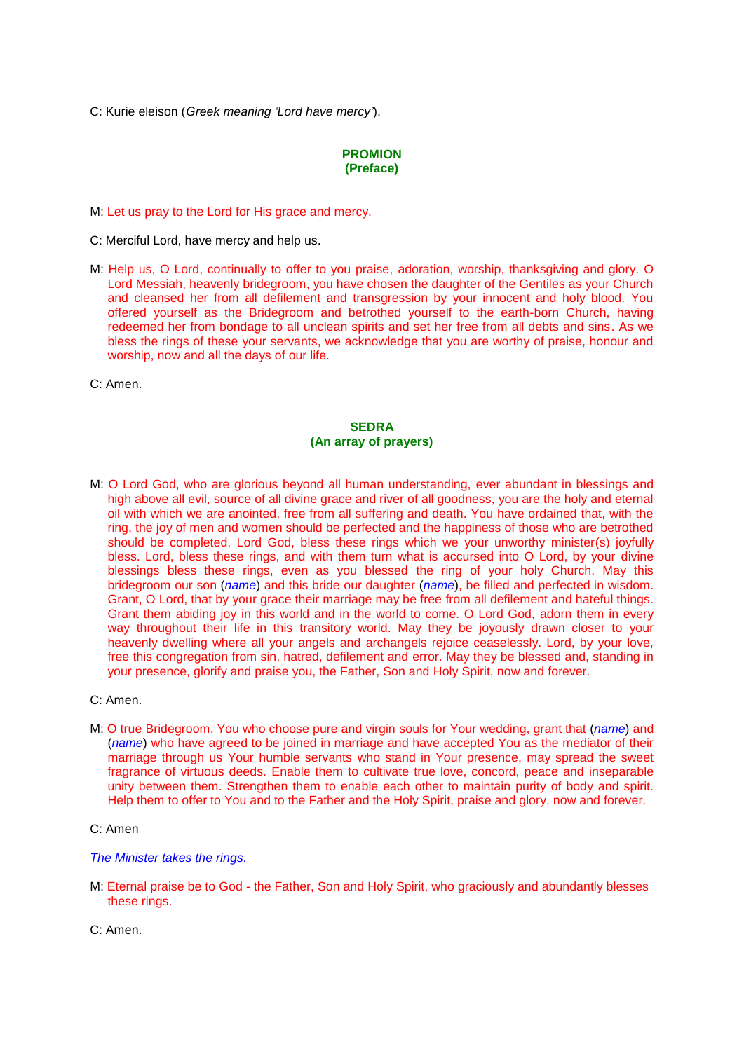C: Kurie eleison (*Greek meaning 'Lord have mercy'*).

## PROMION
**(Preface)**

M: Let us pray to the Lord for His grace and mercy.

C: Merciful Lord, have mercy and help us.

M: Help us, O Lord, continually to offer to you praise, adoration, worship, thanksgiving and glory. O Lord Messiah, heavenly bridegroom, you have chosen the daughter of the Gentiles as your Church and cleansed her from all defilement and transgression by your innocent and holy blood. You offered yourself as the Bridegroom and betrothed yourself to the earth-born Church, having redeemed her from bondage to all unclean spirits and set her free from all debts and sins. As we bless the rings of these your servants, we acknowledge that you are worthy of praise, honour and worship, now and all the days of our life.

C: Amen.

## SEDRA
**(An array of prayers)**

M: O Lord God, who are glorious beyond all human understanding, ever abundant in blessings and high above all evil, source of all divine grace and river of all goodness, you are the holy and eternal oil with which we are anointed, free from all suffering and death. You have ordained that, with the ring, the joy of men and women should be perfected and the happiness of those who are betrothed should be completed. Lord God, bless these rings which we your unworthy minister(s) joyfully bless. Lord, bless these rings, and with them turn what is accursed into O Lord, by your divine blessings bless these rings, even as you blessed the ring of your holy Church. May this bridegroom our son (*name*) and this bride our daughter (*name*), be filled and perfected in wisdom. Grant, O Lord, that by your grace their marriage may be free from all defilement and hateful things. Grant them abiding joy in this world and in the world to come. O Lord God, adorn them in every way throughout their life in this transitory world. May they be joyously drawn closer to your heavenly dwelling where all your angels and archangels rejoice ceaselessly. Lord, by your love, free this congregation from sin, hatred, defilement and error. May they be blessed and, standing in your presence, glorify and praise you, the Father, Son and Holy Spirit, now and forever.

C: Amen.

M: O true Bridegroom, You who choose pure and virgin souls for Your wedding, grant that (*name*) and (*name*) who have agreed to be joined in marriage and have accepted You as the mediator of their marriage through us Your humble servants who stand in Your presence, may spread the sweet fragrance of virtuous deeds. Enable them to cultivate true love, concord, peace and inseparable unity between them. Strengthen them to enable each other to maintain purity of body and spirit. Help them to offer to You and to the Father and the Holy Spirit, praise and glory, now and forever.

C: Amen

*The Minister takes the rings.*

M: Eternal praise be to God - the Father, Son and Holy Spirit, who graciously and abundantly blesses these rings.

C: Amen.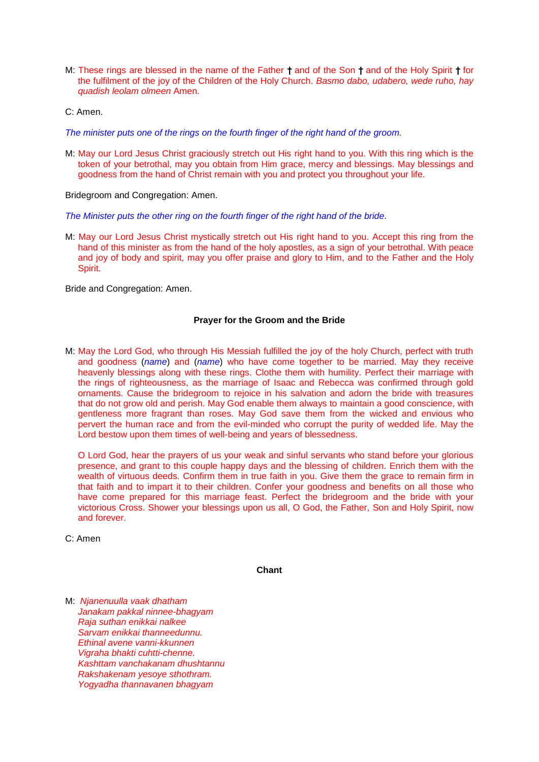M: These rings are blessed in the name of the Father † and of the Son † and of the Holy Spirit † for the fulfilment of the joy of the Children of the Holy Church. *Basmo dabo, udabero, wede ruho, hay quadish leolam olmeen* Amen.

C: Amen.

*The minister puts one of the rings on the fourth finger of the right hand of the groom.*

M: May our Lord Jesus Christ graciously stretch out His right hand to you. With this ring which is the token of your betrothal, may you obtain from Him grace, mercy and blessings. May blessings and goodness from the hand of Christ remain with you and protect you throughout your life.

Bridegroom and Congregation: Amen.

*The Minister puts the other ring on the fourth finger of the right hand of the bride.*

M: May our Lord Jesus Christ mystically stretch out His right hand to you. Accept this ring from the hand of this minister as from the hand of the holy apostles, as a sign of your betrothal. With peace and joy of body and spirit, may you offer praise and glory to Him, and to the Father and the Holy Spirit.

Bride and Congregation: Amen.

### Prayer for the Groom and the Bride

M: May the Lord God, who through His Messiah fulfilled the joy of the holy Church, perfect with truth and goodness (*name*) and (*name*) who have come together to be married. May they receive heavenly blessings along with these rings. Clothe them with humility. Perfect their marriage with the rings of righteousness, as the marriage of Isaac and Rebecca was confirmed through gold ornaments. Cause the bridegroom to rejoice in his salvation and adorn the bride with treasures that do not grow old and perish. May God enable them always to maintain a good conscience, with gentleness more fragrant than roses. May God save them from the wicked and envious who pervert the human race and from the evil-minded who corrupt the purity of wedded life. May the Lord bestow upon them times of well-being and years of blessedness.

O Lord God, hear the prayers of us your weak and sinful servants who stand before your glorious presence, and grant to this couple happy days and the blessing of children. Enrich them with the wealth of virtuous deeds. Confirm them in true faith in you. Give them the grace to remain firm in that faith and to impart it to their children. Confer your goodness and benefits on all those who have come prepared for this marriage feast. Perfect the bridegroom and the bride with your victorious Cross. Shower your blessings upon us all, O God, the Father, Son and Holy Spirit, now and forever.

C: Amen

### Chant

M: *Njanenuulla vaak dhatham*
*Janakam pakkal ninnee-bhagyam*
*Raja suthan enikkai nalkee*
*Sarvam enikkai thanneedunnu.*
*Ethinal avene vanni-kkunnen*
*Vigraha bhakti cuhtti-chenne.*
*Kashttam vanchakanam dhushtannu*
*Rakshakenam yesoye sthothram.*
*Yogyadha thannavanen bhagyam*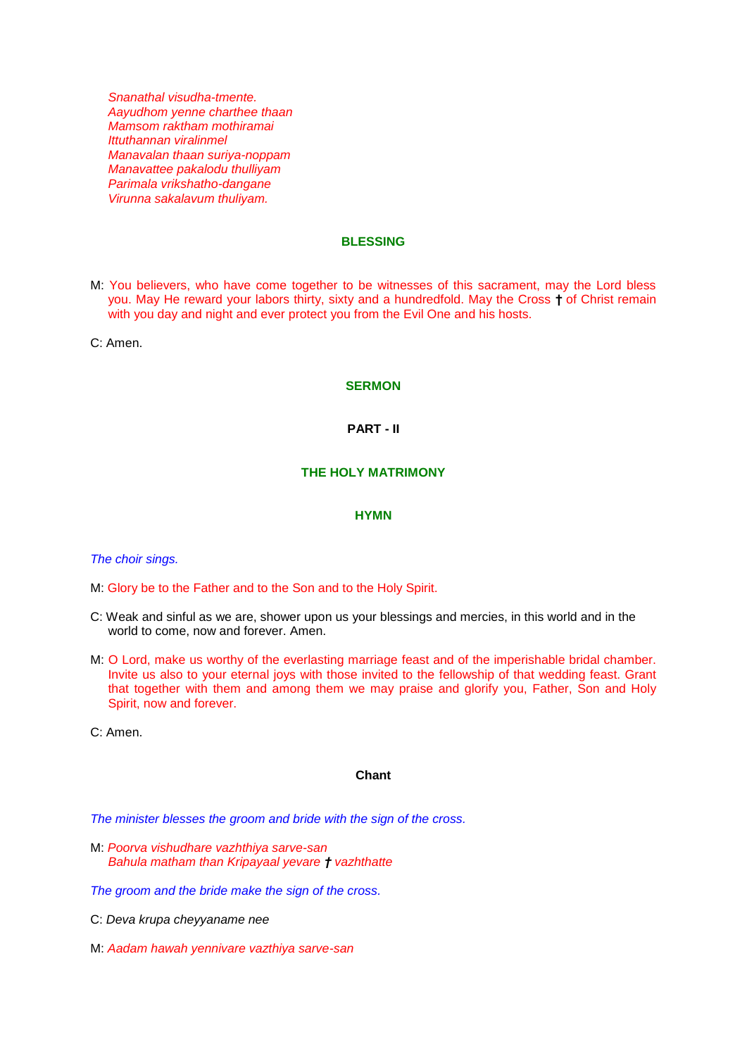*Snanathal visudha-tmente.*
*Aayudhom yenne charthee thaan*
*Mamsom raktham mothiramai*
*Ittuthannan viralinmel*
*Manavalan thaan suriya-noppam*
*Manavattee pakalodu thulliyam*
*Parimala vrikshatho-dangane*
*Virunna sakalavum thuliyam.*

### BLESSING

M: You believers, who have come together to be witnesses of this sacrament, may the Lord bless you. May He reward your labors thirty, sixty and a hundredfold. May the Cross † of Christ remain with you day and night and ever protect you from the Evil One and his hosts.

C: Amen.

### SERMON

## PART - II

## THE HOLY MATRIMONY

### HYMN

*The choir sings.*

M: Glory be to the Father and to the Son and to the Holy Spirit.

C: Weak and sinful as we are, shower upon us your blessings and mercies, in this world and in the world to come, now and forever. Amen.

M: O Lord, make us worthy of the everlasting marriage feast and of the imperishable bridal chamber. Invite us also to your eternal joys with those invited to the fellowship of that wedding feast. Grant that together with them and among them we may praise and glorify you, Father, Son and Holy Spirit, now and forever.

C: Amen.

### Chant

*The minister blesses the groom and bride with the sign of the cross.*

M: *Poorva vishudhare vazhthiya sarve-san*
*Bahula matham than Kripayaal yevare † vazhthatte*

*The groom and the bride make the sign of the cross.*

C: *Deva krupa cheyyaname nee*

M: *Aadam hawah yennivare vazthiya sarve-san*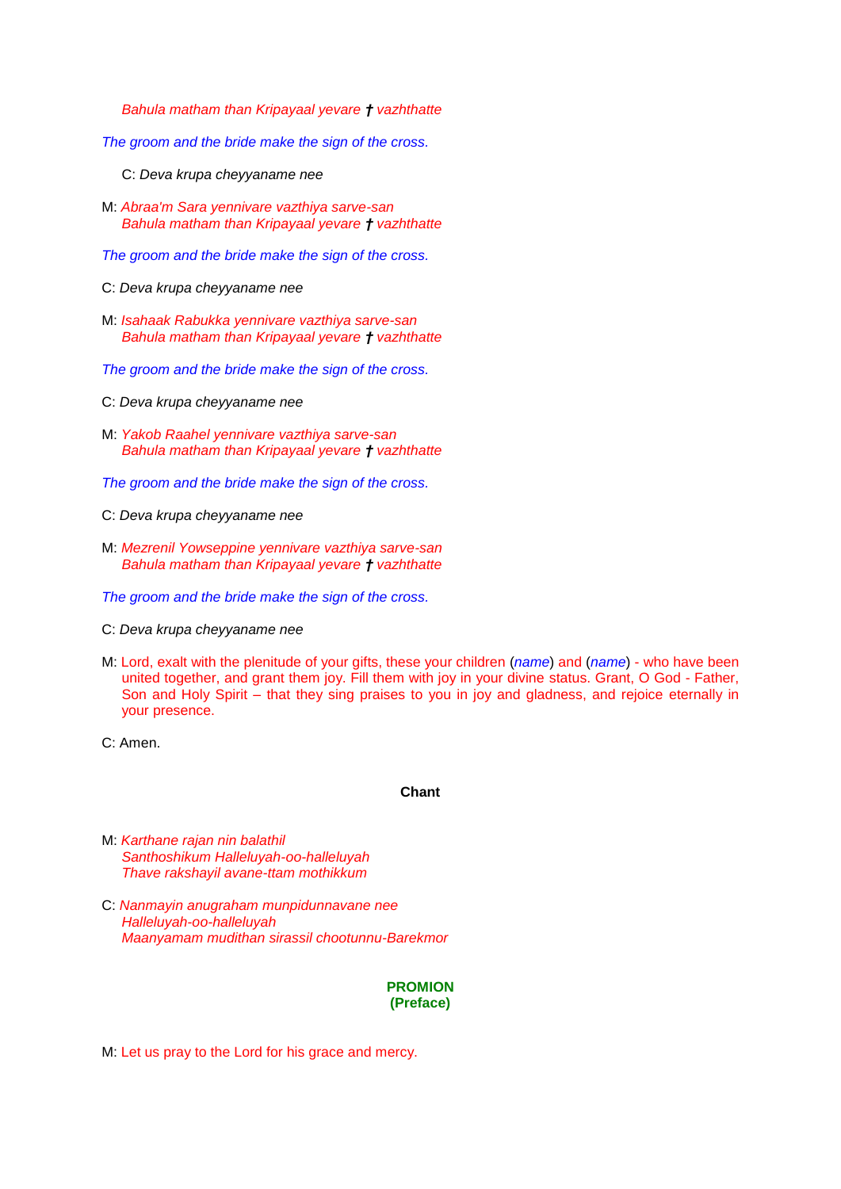*Bahula matham than Kripayaal yevare † vazhthatte*

*The groom and the bride make the sign of the cross.*

C: *Deva krupa cheyyaname nee*

M: *Abraa'm Sara yennivare vazthiya sarve-san*
*Bahula matham than Kripayaal yevare † vazhthatte*

*The groom and the bride make the sign of the cross.*

C: *Deva krupa cheyyaname nee*

M: *Isahaak Rabukka yennivare vazthiya sarve-san*
*Bahula matham than Kripayaal yevare † vazhthatte*

*The groom and the bride make the sign of the cross.*

C: *Deva krupa cheyyaname nee*

M: *Yakob Raahel yennivare vazthiya sarve-san*
*Bahula matham than Kripayaal yevare † vazhthatte*

*The groom and the bride make the sign of the cross.*

C: *Deva krupa cheyyaname nee*

M: *Mezrenil Yowseppine yennivare vazthiya sarve-san*
*Bahula matham than Kripayaal yevare † vazhthatte*

*The groom and the bride make the sign of the cross.*

C: *Deva krupa cheyyaname nee*

M: Lord, exalt with the plenitude of your gifts, these your children (*name*) and (*name*) - who have been united together, and grant them joy. Fill them with joy in your divine status. Grant, O God - Father, Son and Holy Spirit – that they sing praises to you in joy and gladness, and rejoice eternally in your presence.

C: Amen.

**Chant**

M: *Karthane rajan nin balathil*
*Santhoshikum Halleluyah-oo-halleluyah*
*Thave rakshayil avane-ttam mothikkum*

C: *Nanmayin anugraham munpidunnavane nee*
*Halleluyah-oo-halleluyah*
*Maanyamam mudithan sirassil chootunnu-Barekmor*

## PROMION
## (Preface)

M: Let us pray to the Lord for his grace and mercy.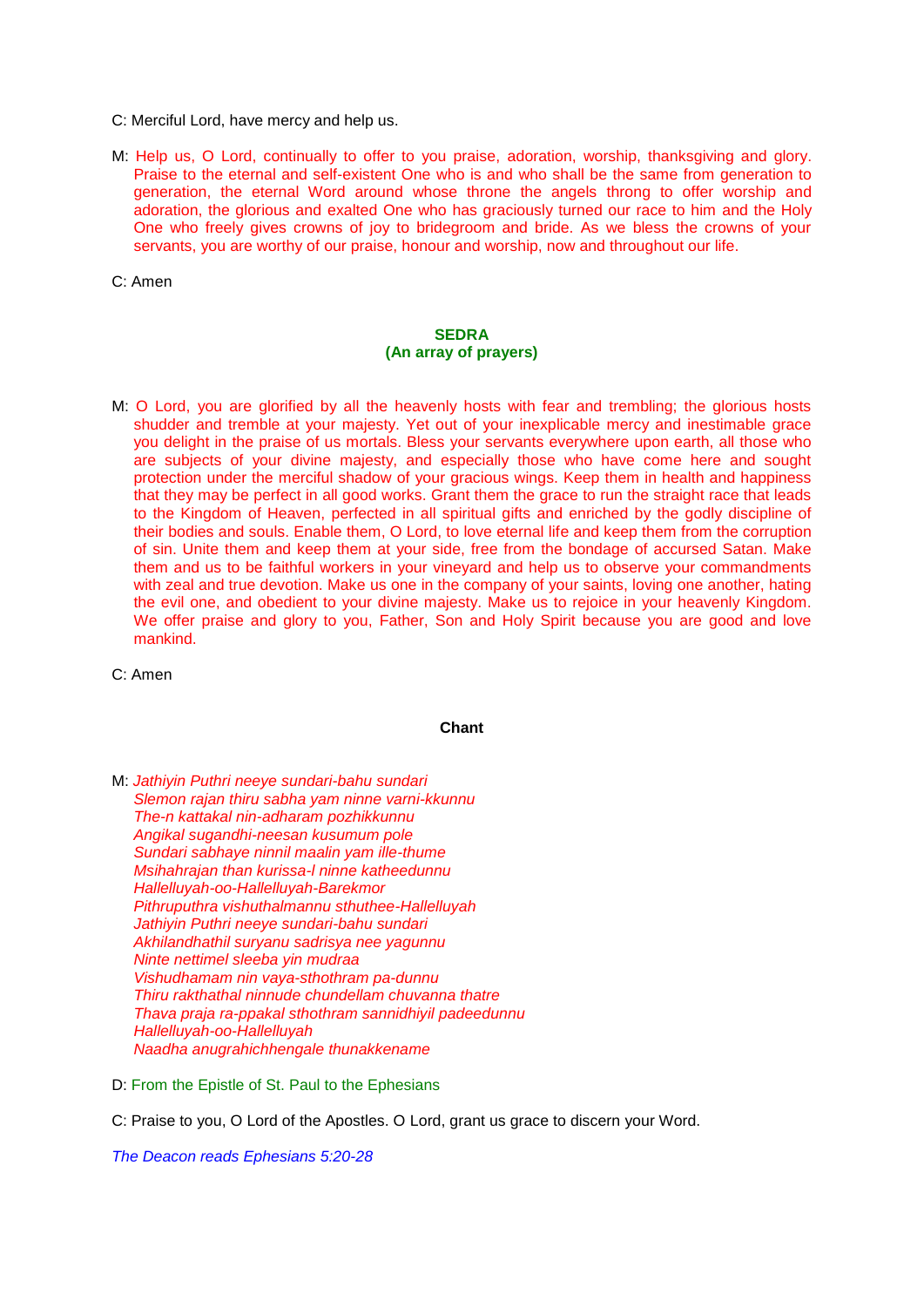C: Merciful Lord, have mercy and help us.

M: Help us, O Lord, continually to offer to you praise, adoration, worship, thanksgiving and glory. Praise to the eternal and self-existent One who is and who shall be the same from generation to generation, the eternal Word around whose throne the angels throng to offer worship and adoration, the glorious and exalted One who has graciously turned our race to him and the Holy One who freely gives crowns of joy to bridegroom and bride. As we bless the crowns of your servants, you are worthy of our praise, honour and worship, now and throughout our life.

C: Amen

### SEDRA
### (An array of prayers)

M: O Lord, you are glorified by all the heavenly hosts with fear and trembling; the glorious hosts shudder and tremble at your majesty. Yet out of your inexplicable mercy and inestimable grace you delight in the praise of us mortals. Bless your servants everywhere upon earth, all those who are subjects of your divine majesty, and especially those who have come here and sought protection under the merciful shadow of your gracious wings. Keep them in health and happiness that they may be perfect in all good works. Grant them the grace to run the straight race that leads to the Kingdom of Heaven, perfected in all spiritual gifts and enriched by the godly discipline of their bodies and souls. Enable them, O Lord, to love eternal life and keep them from the corruption of sin. Unite them and keep them at your side, free from the bondage of accursed Satan. Make them and us to be faithful workers in your vineyard and help us to observe your commandments with zeal and true devotion. Make us one in the company of your saints, loving one another, hating the evil one, and obedient to your divine majesty. Make us to rejoice in your heavenly Kingdom. We offer praise and glory to you, Father, Son and Holy Spirit because you are good and love mankind.

C: Amen

**Chant**

M: *Jathiyin Puthri neeye sundari-bahu sundari*
*Slemon rajan thiru sabha yam ninne varni-kkunnu*
*The-n kattakal nin-adharam pozhikkunnu*
*Angikal sugandhi-neesan kusumum pole*
*Sundari sabhaye ninnil maalin yam ille-thume*
*Msihahrajan than kurissa-l ninne katheedunnu*
*Hallelluyah-oo-Hallelluyah-Barekmor*
*Pithruputhra vishuthalmannu sthuthee-Hallelluyah*
*Jathiyin Puthri neeye sundari-bahu sundari*
*Akhilandhathil suryanu sadrisya nee yagunnu*
*Ninte nettimel sleeba yin mudraa*
*Vishudhamam nin vaya-sthothram pa-dunnu*
*Thiru rakthathal ninnude chundellam chuvanna thatre*
*Thava praja ra-ppakal sthothram sannidhiyil padeedunnu*
*Hallelluyah-oo-Hallelluyah*
*Naadha anugrahichhengale thunakkename*

D: From the Epistle of St. Paul to the Ephesians

C: Praise to you, O Lord of the Apostles. O Lord, grant us grace to discern your Word.

*The Deacon reads Ephesians 5:20-28*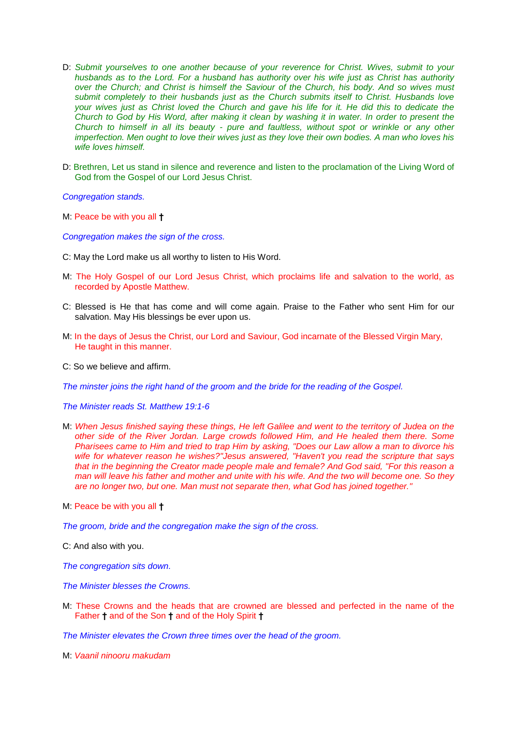D: *Submit yourselves to one another because of your reverence for Christ. Wives, submit to your husbands as to the Lord. For a husband has authority over his wife just as Christ has authority over the Church; and Christ is himself the Saviour of the Church, his body. And so wives must submit completely to their husbands just as the Church submits itself to Christ. Husbands love your wives just as Christ loved the Church and gave his life for it. He did this to dedicate the Church to God by His Word, after making it clean by washing it in water. In order to present the Church to himself in all its beauty - pure and faultless, without spot or wrinkle or any other imperfection. Men ought to love their wives just as they love their own bodies. A man who loves his wife loves himself.*

D: Brethren, Let us stand in silence and reverence and listen to the proclamation of the Living Word of God from the Gospel of our Lord Jesus Christ.

*Congregation stands.*

M: Peace be with you all †

*Congregation makes the sign of the cross.*

C: May the Lord make us all worthy to listen to His Word.

M: The Holy Gospel of our Lord Jesus Christ, which proclaims life and salvation to the world, as recorded by Apostle Matthew.

C: Blessed is He that has come and will come again. Praise to the Father who sent Him for our salvation. May His blessings be ever upon us.

M: In the days of Jesus the Christ, our Lord and Saviour, God incarnate of the Blessed Virgin Mary, He taught in this manner.

C: So we believe and affirm.

*The minster joins the right hand of the groom and the bride for the reading of the Gospel.*

*The Minister reads St. Matthew 19:1-6*

M: *When Jesus finished saying these things, He left Galilee and went to the territory of Judea on the other side of the River Jordan. Large crowds followed Him, and He healed them there. Some Pharisees came to Him and tried to trap Him by asking, "Does our Law allow a man to divorce his wife for whatever reason he wishes?"Jesus answered, "Haven't you read the scripture that says that in the beginning the Creator made people male and female? And God said, "For this reason a man will leave his father and mother and unite with his wife. And the two will become one. So they are no longer two, but one. Man must not separate then, what God has joined together."*

M: Peace be with you all †

*The groom, bride and the congregation make the sign of the cross.*

C: And also with you.

*The congregation sits down.*

*The Minister blesses the Crowns.*

M: These Crowns and the heads that are crowned are blessed and perfected in the name of the Father † and of the Son † and of the Holy Spirit †

*The Minister elevates the Crown three times over the head of the groom.*

M: *Vaanil ninooru makudam*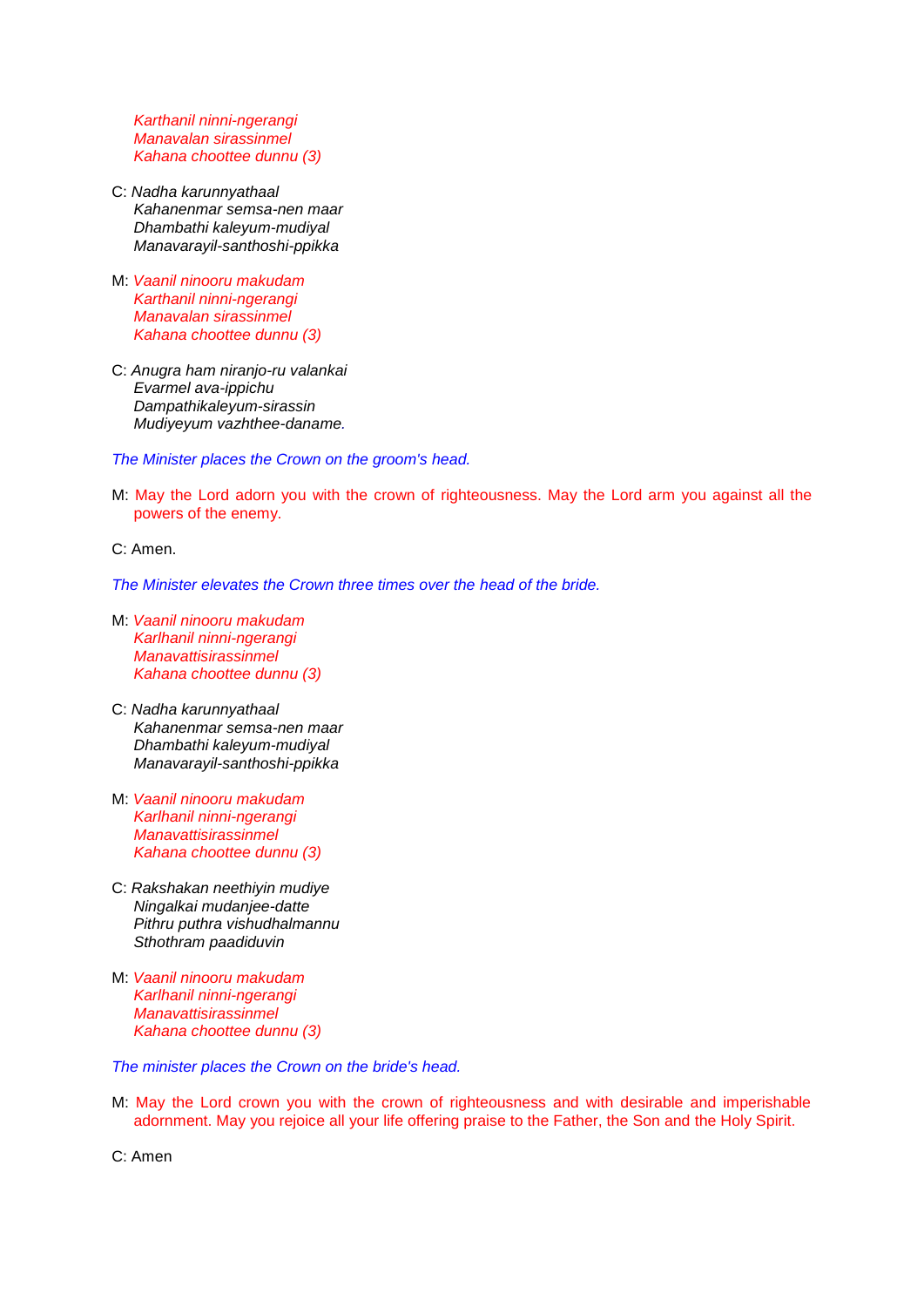*Karthanil ninni-ngerangi*
*Manavalan sirassinmel*
*Kahana choottee dunnu (3)*

C: *Nadha karunnyathaal*
*Kahanenmar semsa-nen maar*
*Dhambathi kaleyum-mudiyal*
*Manavarayil-santhoshi-ppikka*

M: *Vaanil ninooru makudam*
*Karthanil ninni-ngerangi*
*Manavalan sirassinmel*
*Kahana choottee dunnu (3)*

C: *Anugra ham niranjo-ru valankai*
*Evarmel ava-ippichu*
*Dampathikaleyum-sirassin*
*Mudiyeyum vazhthee-daname.*

*The Minister places the Crown on the groom's head.*

M: May the Lord adorn you with the crown of righteousness. May the Lord arm you against all the powers of the enemy.

C: Amen.

*The Minister elevates the Crown three times over the head of the bride.*

M: *Vaanil ninooru makudam*
*Karlhanil ninni-ngerangi*
*Manavattisirassinmel*
*Kahana choottee dunnu (3)*

C: *Nadha karunnyathaal*
*Kahanenmar semsa-nen maar*
*Dhambathi kaleyum-mudiyal*
*Manavarayil-santhoshi-ppikka*

M: *Vaanil ninooru makudam*
*Karlhanil ninni-ngerangi*
*Manavattisirassinmel*
*Kahana choottee dunnu (3)*

C: *Rakshakan neethiyin mudiye*
*Ningalkai mudanjee-datte*
*Pithru puthra vishudhalmannu*
*Sthothram paadiduvin*

M: *Vaanil ninooru makudam*
*Karlhanil ninni-ngerangi*
*Manavattisirassinmel*
*Kahana choottee dunnu (3)*

*The minister places the Crown on the bride's head.*

M: May the Lord crown you with the crown of righteousness and with desirable and imperishable adornment. May you rejoice all your life offering praise to the Father, the Son and the Holy Spirit.

C: Amen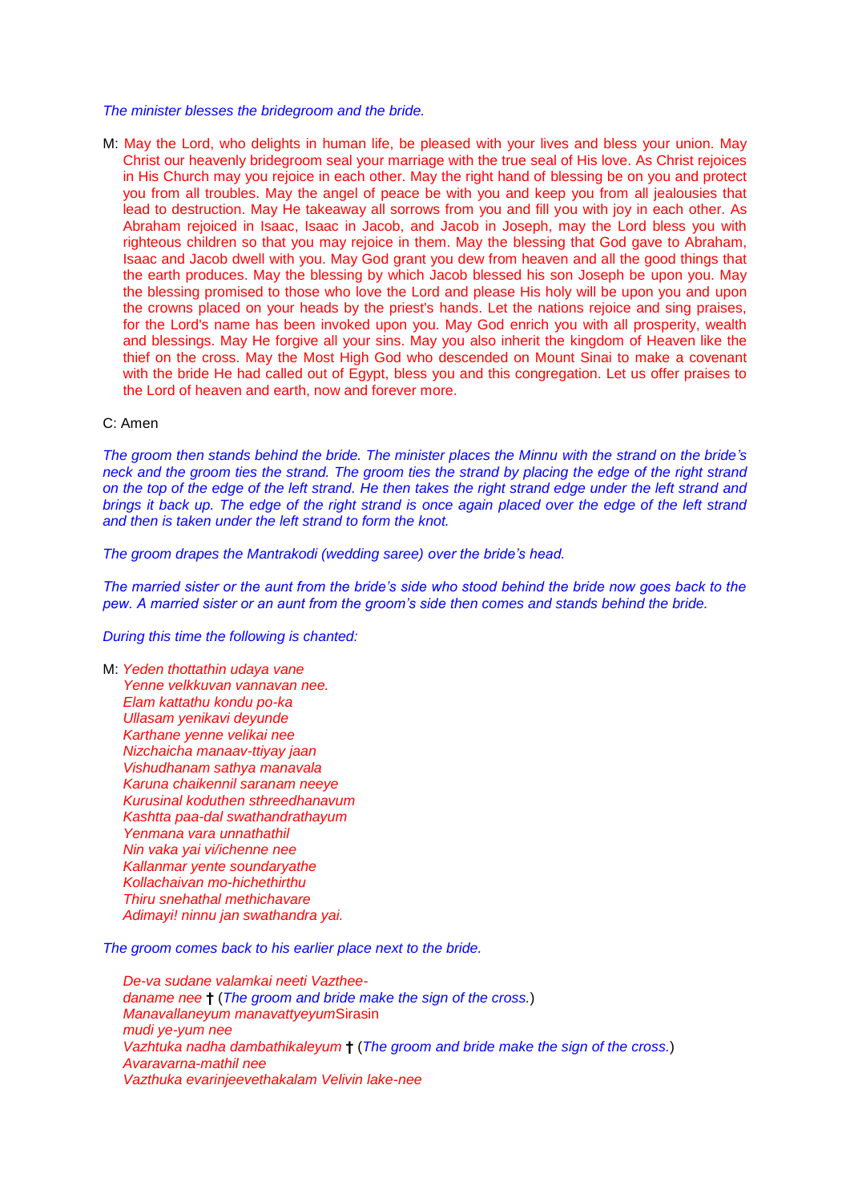*The minister blesses the bridegroom and the bride.*

M: May the Lord, who delights in human life, be pleased with your lives and bless your union. May Christ our heavenly bridegroom seal your marriage with the true seal of His love. As Christ rejoices in His Church may you rejoice in each other. May the right hand of blessing be on you and protect you from all troubles. May the angel of peace be with you and keep you from all jealousies that lead to destruction. May He takeaway all sorrows from you and fill you with joy in each other. As Abraham rejoiced in Isaac, Isaac in Jacob, and Jacob in Joseph, may the Lord bless you with righteous children so that you may rejoice in them. May the blessing that God gave to Abraham, Isaac and Jacob dwell with you. May God grant you dew from heaven and all the good things that the earth produces. May the blessing by which Jacob blessed his son Joseph be upon you. May the blessing promised to those who love the Lord and please His holy will be upon you and upon the crowns placed on your heads by the priest's hands. Let the nations rejoice and sing praises, for the Lord's name has been invoked upon you. May God enrich you with all prosperity, wealth and blessings. May He forgive all your sins. May you also inherit the kingdom of Heaven like the thief on the cross. May the Most High God who descended on Mount Sinai to make a covenant with the bride He had called out of Egypt, bless you and this congregation. Let us offer praises to the Lord of heaven and earth, now and forever more.

C: Amen

*The groom then stands behind the bride. The minister places the Minnu with the strand on the bride's neck and the groom ties the strand. The groom ties the strand by placing the edge of the right strand on the top of the edge of the left strand. He then takes the right strand edge under the left strand and brings it back up. The edge of the right strand is once again placed over the edge of the left strand and then is taken under the left strand to form the knot.*

*The groom drapes the Mantrakodi (wedding saree) over the bride's head.*

*The married sister or the aunt from the bride's side who stood behind the bride now goes back to the pew. A married sister or an aunt from the groom's side then comes and stands behind the bride.*

*During this time the following is chanted:*

M: *Yeden thottathin udaya vane*
*Yenne velkkuvan vannavan nee.*
*Elam kattathu kondu po-ka*
*Ullasam yenikavi deyunde*
*Karthane yenne velikai nee*
*Nizchaicha manaav-ttiyay jaan*
*Vishudhanam sathya manavala*
*Karuna chaikennil saranam neeye*
*Kurusinal koduthen sthreedhanavum*
*Kashtta paa-dal swathandrathayum*
*Yenmana vara unnathathil*
*Nin vaka yai vi/ichenne nee*
*Kallanmar yente soundaryathe*
*Kollachaivan mo-hichethirthu*
*Thiru snehathal methichavare*
*Adimayi! ninnu jan swathandra yai.*

*The groom comes back to his earlier place next to the bride.*

*De-va sudane valamkai neeti Vazthee-*
*daname nee* † (*The groom and bride make the sign of the cross.*)
*Manavallaneyum manavattyeyum*Sirasin
*mudi ye-yum nee*
*Vazhtuka nadha dambathikaleyum* † (*The groom and bride make the sign of the cross.*)
*Avaravarna-mathil nee*
*Vazthuka evarinjeevethakalam Velivin lake-nee*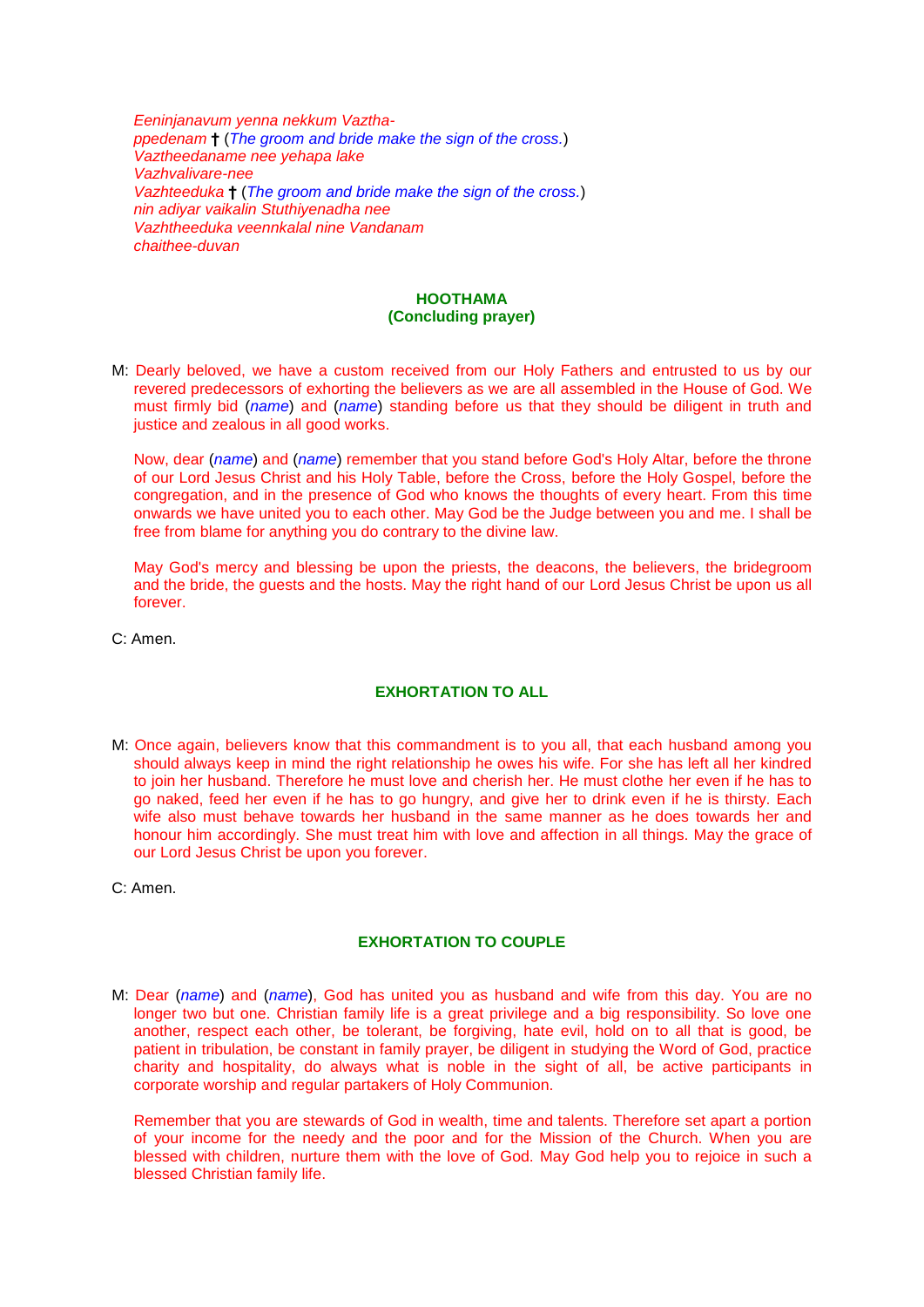*Eeninjanavum yenna nekkum Vaztha-*
*ppedenam* † (*The groom and bride make the sign of the cross.*)
*Vaztheedaname nee yehapa lake*
*Vazhvalivare-nee*
*Vazhteeduka* † (*The groom and bride make the sign of the cross.*)
*nin adiyar vaikalin Stuthiyenadha nee*
*Vazhtheeduka veennkalal nine Vandanam*
*chaithee-duvan*

## HOOTHAMA
## (Concluding prayer)

M: Dearly beloved, we have a custom received from our Holy Fathers and entrusted to us by our revered predecessors of exhorting the believers as we are all assembled in the House of God. We must firmly bid (*name*) and (*name*) standing before us that they should be diligent in truth and justice and zealous in all good works.

Now, dear (*name*) and (*name*) remember that you stand before God's Holy Altar, before the throne of our Lord Jesus Christ and his Holy Table, before the Cross, before the Holy Gospel, before the congregation, and in the presence of God who knows the thoughts of every heart. From this time onwards we have united you to each other. May God be the Judge between you and me. I shall be free from blame for anything you do contrary to the divine law.

May God's mercy and blessing be upon the priests, the deacons, the believers, the bridegroom and the bride, the guests and the hosts. May the right hand of our Lord Jesus Christ be upon us all forever.

C: Amen.

## EXHORTATION TO ALL

M: Once again, believers know that this commandment is to you all, that each husband among you should always keep in mind the right relationship he owes his wife. For she has left all her kindred to join her husband. Therefore he must love and cherish her. He must clothe her even if he has to go naked, feed her even if he has to go hungry, and give her to drink even if he is thirsty. Each wife also must behave towards her husband in the same manner as he does towards her and honour him accordingly. She must treat him with love and affection in all things. May the grace of our Lord Jesus Christ be upon you forever.

C: Amen.

## EXHORTATION TO COUPLE

M: Dear (*name*) and (*name*), God has united you as husband and wife from this day. You are no longer two but one. Christian family life is a great privilege and a big responsibility. So love one another, respect each other, be tolerant, be forgiving, hate evil, hold on to all that is good, be patient in tribulation, be constant in family prayer, be diligent in studying the Word of God, practice charity and hospitality, do always what is noble in the sight of all, be active participants in corporate worship and regular partakers of Holy Communion.

Remember that you are stewards of God in wealth, time and talents. Therefore set apart a portion of your income for the needy and the poor and for the Mission of the Church. When you are blessed with children, nurture them with the love of God. May God help you to rejoice in such a blessed Christian family life.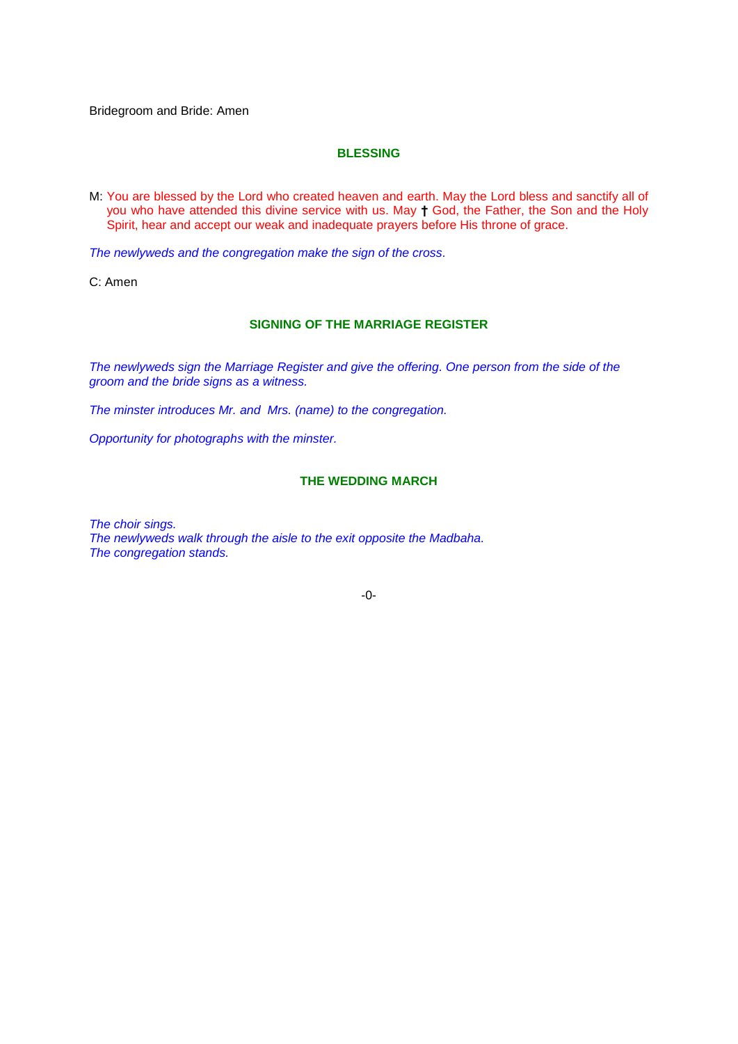Bridegroom and Bride: Amen

## BLESSING

M: You are blessed by the Lord who created heaven and earth. May the Lord bless and sanctify all of you who have attended this divine service with us. May † God, the Father, the Son and the Holy Spirit, hear and accept our weak and inadequate prayers before His throne of grace.

*The newlyweds and the congregation make the sign of the cross.*

C: Amen

## SIGNING OF THE MARRIAGE REGISTER

*The newlyweds sign the Marriage Register and give the offering. One person from the side of the groom and the bride signs as a witness.*

*The minster introduces Mr. and Mrs. (name) to the congregation.*

*Opportunity for photographs with the minster.*

## THE WEDDING MARCH

*The choir sings.*
*The newlyweds walk through the aisle to the exit opposite the Madbaha.*
*The congregation stands.*

-0-